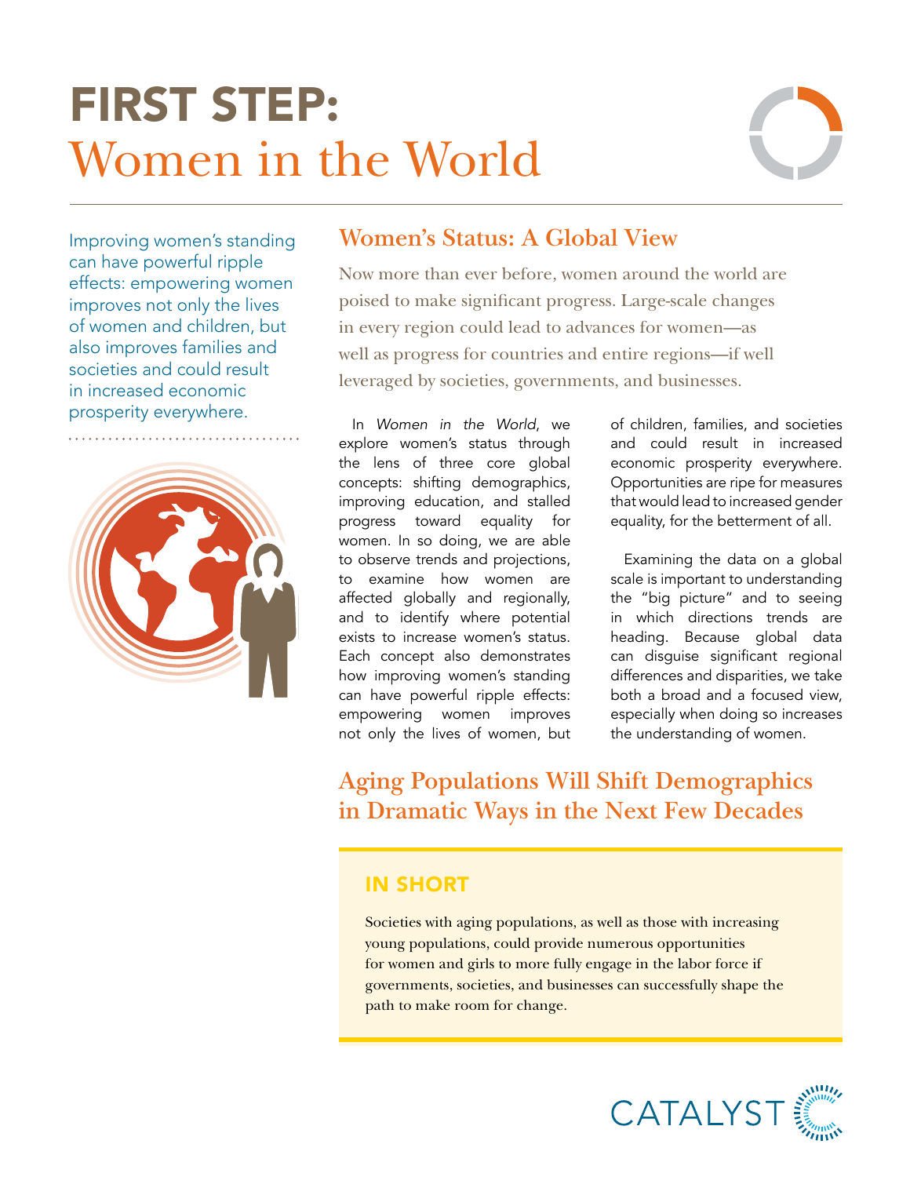# FIRST STEP: Women in the World

Improving women's standing can have powerful ripple effects: empowering women improves not only the lives of women and children, but also improves families and societies and could result in increased economic prosperity everywhere.

## Women's Status: A Global View

Now more than ever before, women around the world are poised to make significant progress. Large-scale changes in every region could lead to advances for women—as well as progress for countries and entire regions—if well leveraged by societies, governments, and businesses.

In *Women in the World*, we explore women's status through the lens of three core global concepts: shifting demographics, improving education, and stalled progress toward equality for women. In so doing, we are able to observe trends and projections, to examine how women are affected globally and regionally, and to identify where potential exists to increase women's status. Each concept also demonstrates how improving women's standing can have powerful ripple effects: empowering women improves not only the lives of women, but of children, families, and societies and could result in increased economic prosperity everywhere. Opportunities are ripe for measures that would lead to increased gender equality, for the betterment of all.

Examining the data on a global scale is important to understanding the "big picture" and to seeing in which directions trends are heading. Because global data can disguise significant regional differences and disparities, we take both a broad and a focused view, especially when doing so increases the understanding of women.

## Aging Populations Will Shift Demographics in Dramatic Ways in the Next Few Decades

### IN SHORT

Societies with aging populations, as well as those with increasing young populations, could provide numerous opportunities for women and girls to more fully engage in the labor force if governments, societies, and businesses can successfully shape the path to make room for change.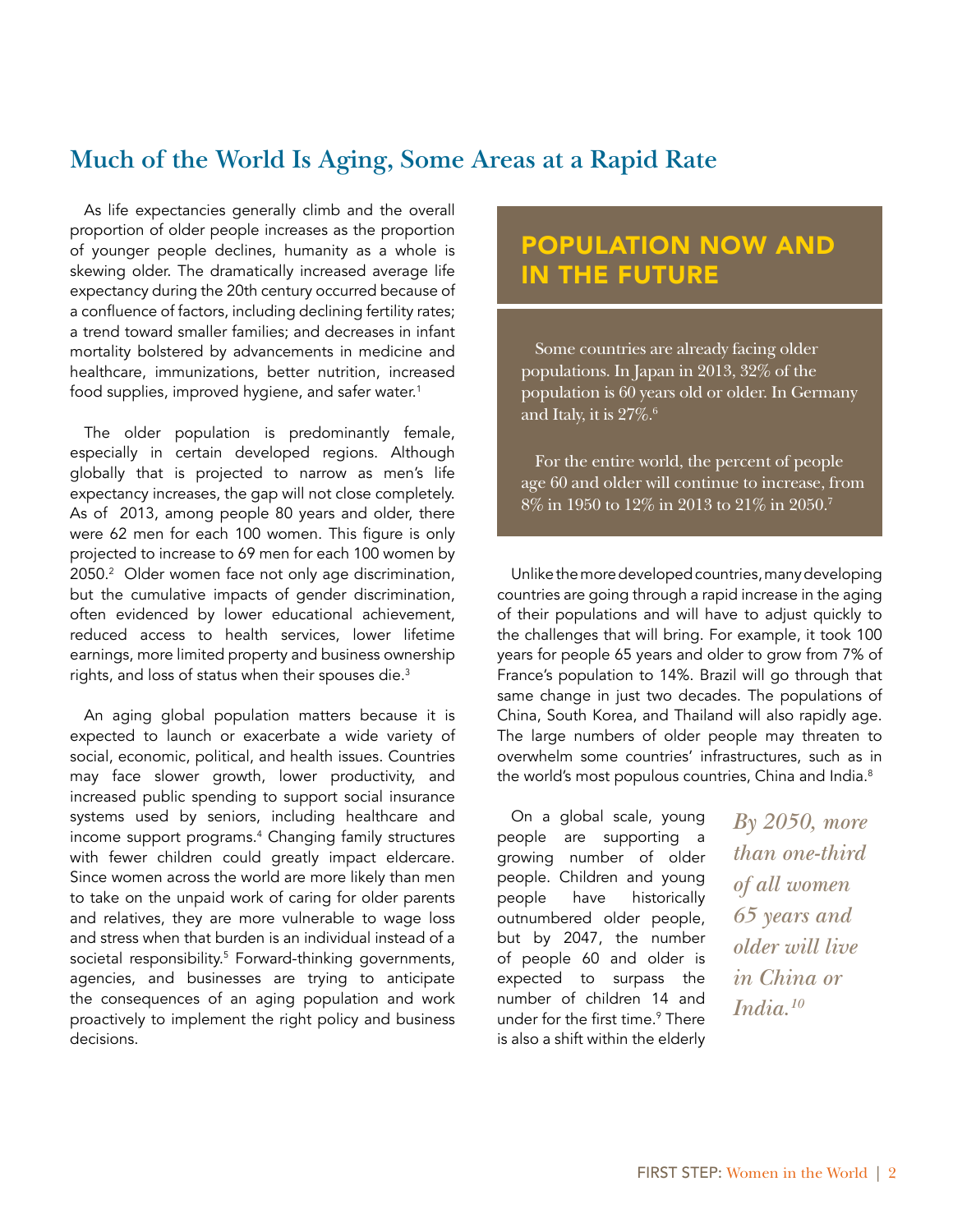## Much of the World Is Aging, Some Areas at a Rapid Rate

As life expectancies generally climb and the overall proportion of older people increases as the proportion of younger people declines, humanity as a whole is skewing older. The dramatically increased average life expectancy during the 20th century occurred because of a confluence of factors, including declining fertility rates; a trend toward smaller families; and decreases in infant mortality bolstered by advancements in medicine and healthcare, immunizations, better nutrition, increased food supplies, improved hygiene, and safer water.[1]

The older population is predominantly female, especially in certain developed regions. Although globally that is projected to narrow as men's life expectancy increases, the gap will not close completely. As of 2013, among people 80 years and older, there were 62 men for each 100 women. This figure is only projected to increase to 69 men for each 100 women by 2050.[2] Older women face not only age discrimination, but the cumulative impacts of gender discrimination, often evidenced by lower educational achievement, reduced access to health services, lower lifetime earnings, more limited property and business ownership rights, and loss of status when their spouses die.[3]

An aging global population matters because it is expected to launch or exacerbate a wide variety of social, economic, political, and health issues. Countries may face slower growth, lower productivity, and increased public spending to support social insurance systems used by seniors, including healthcare and income support programs.[4] Changing family structures with fewer children could greatly impact eldercare. Since women across the world are more likely than men to take on the unpaid work of caring for older parents and relatives, they are more vulnerable to wage loss and stress when that burden is an individual instead of a societal responsibility.[5] Forward-thinking governments, agencies, and businesses are trying to anticipate the consequences of an aging population and work proactively to implement the right policy and business decisions.

### POPULATION NOW AND IN THE FUTURE

Some countries are already facing older populations. In Japan in 2013, 32% of the population is 60 years old or older. In Germany and Italy, it is 27%.[6]

For the entire world, the percent of people age 60 and older will continue to increase, from 8% in 1950 to 12% in 2013 to 21% in 2050.[7]

Unlike the more developed countries, many developing countries are going through a rapid increase in the aging of their populations and will have to adjust quickly to the challenges that will bring. For example, it took 100 years for people 65 years and older to grow from 7% of France's population to 14%. Brazil will go through that same change in just two decades. The populations of China, South Korea, and Thailand will also rapidly age. The large numbers of older people may threaten to overwhelm some countries' infrastructures, such as in the world's most populous countries, China and India.[8]

*By 2050, more than one-third of all women 65 years and older will live in China or India.[10]*

On a global scale, young people are supporting a growing number of older people. Children and young people have historically outnumbered older people, but by 2047, the number of people 60 and older is expected to surpass the number of children 14 and under for the first time.[9] There is also a shift within the elderly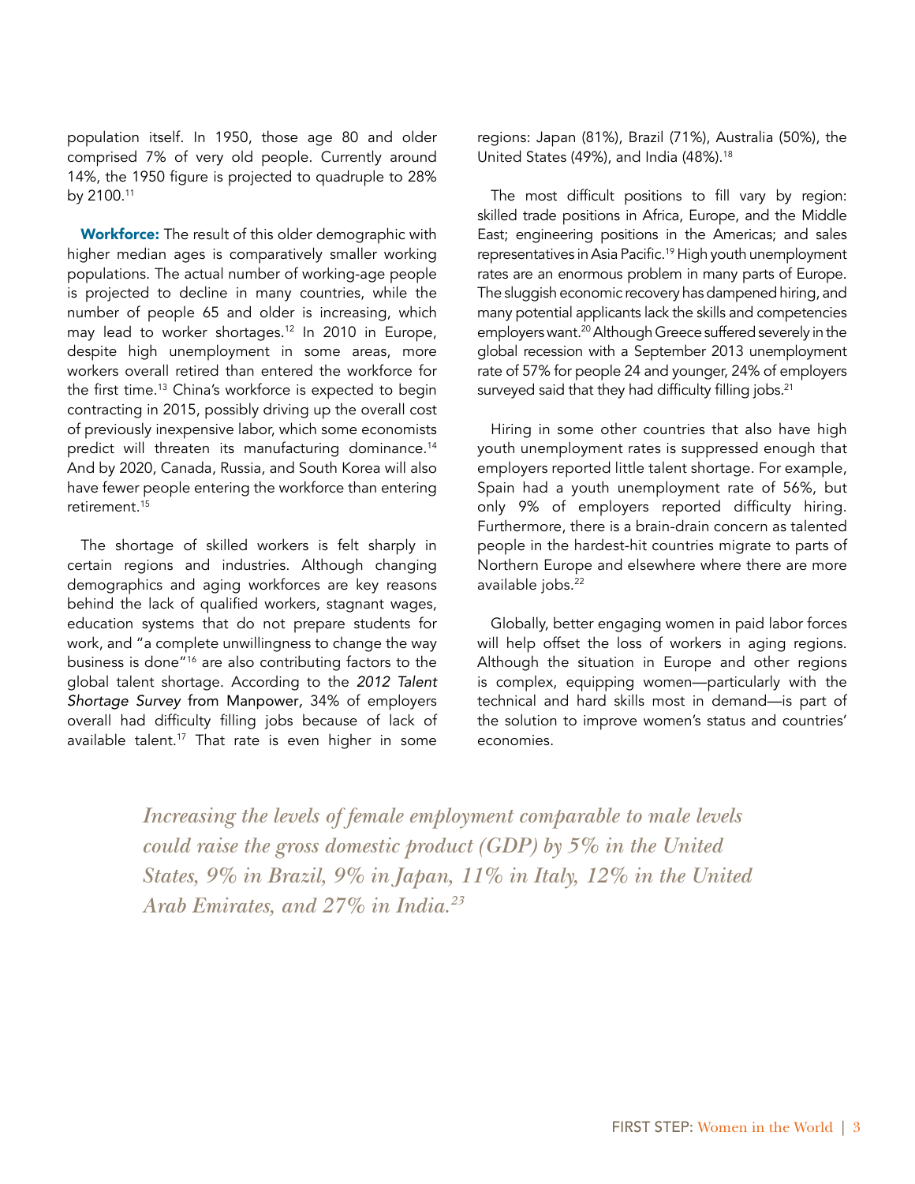population itself. In 1950, those age 80 and older comprised 7% of very old people. Currently around 14%, the 1950 figure is projected to quadruple to 28% by 2100.[11]

**Workforce:** The result of this older demographic with higher median ages is comparatively smaller working populations. The actual number of working-age people is projected to decline in many countries, while the number of people 65 and older is increasing, which may lead to worker shortages.[12] In 2010 in Europe, despite high unemployment in some areas, more workers overall retired than entered the workforce for the first time.[13] China's workforce is expected to begin contracting in 2015, possibly driving up the overall cost of previously inexpensive labor, which some economists predict will threaten its manufacturing dominance.[14] And by 2020, Canada, Russia, and South Korea will also have fewer people entering the workforce than entering retirement.[15]

The shortage of skilled workers is felt sharply in certain regions and industries. Although changing demographics and aging workforces are key reasons behind the lack of qualified workers, stagnant wages, education systems that do not prepare students for work, and "a complete unwillingness to change the way business is done"[16] are also contributing factors to the global talent shortage. According to the *2012 Talent Shortage Survey* from Manpower, 34% of employers overall had difficulty filling jobs because of lack of available talent.[17] That rate is even higher in some regions: Japan (81%), Brazil (71%), Australia (50%), the United States (49%), and India (48%).[18]

The most difficult positions to fill vary by region: skilled trade positions in Africa, Europe, and the Middle East; engineering positions in the Americas; and sales representatives in Asia Pacific.[19] High youth unemployment rates are an enormous problem in many parts of Europe. The sluggish economic recovery has dampened hiring, and many potential applicants lack the skills and competencies employers want.[20] Although Greece suffered severely in the global recession with a September 2013 unemployment rate of 57% for people 24 and younger, 24% of employers surveyed said that they had difficulty filling jobs.[21]

Hiring in some other countries that also have high youth unemployment rates is suppressed enough that employers reported little talent shortage. For example, Spain had a youth unemployment rate of 56%, but only 9% of employers reported difficulty hiring. Furthermore, there is a brain-drain concern as talented people in the hardest-hit countries migrate to parts of Northern Europe and elsewhere where there are more available jobs.[22]

Globally, better engaging women in paid labor forces will help offset the loss of workers in aging regions. Although the situation in Europe and other regions is complex, equipping women—particularly with the technical and hard skills most in demand—is part of the solution to improve women's status and countries' economies.

*Increasing the levels of female employment comparable to male levels could raise the gross domestic product (GDP) by 5% in the United States, 9% in Brazil, 9% in Japan, 11% in Italy, 12% in the United Arab Emirates, and 27% in India.[23]*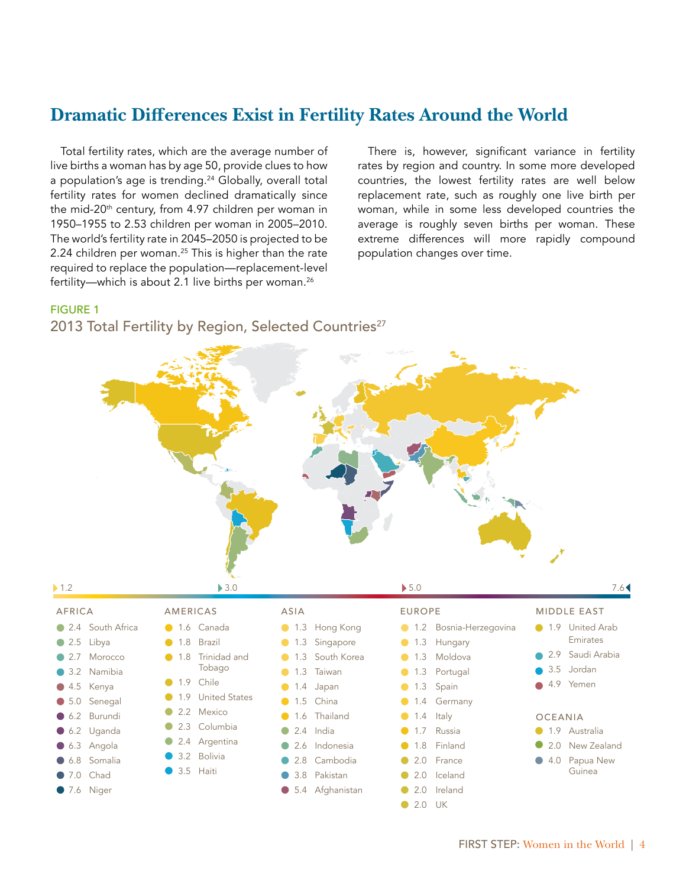## Dramatic Differences Exist in Fertility Rates Around the World

Total fertility rates, which are the average number of live births a woman has by age 50, provide clues to how a population's age is trending.[24] Globally, overall total fertility rates for women declined dramatically since the mid-20th century, from 4.97 children per woman in 1950–1955 to 2.53 children per woman in 2005–2010. The world's fertility rate in 2045–2050 is projected to be 2.24 children per woman.[25] This is higher than the rate required to replace the population—replacement-level fertility—which is about 2.1 live births per woman.[26]

There is, however, significant variance in fertility rates by region and country. In some more developed countries, the lowest fertility rates are well below replacement rate, such as roughly one live birth per woman, while in some less developed countries the average is roughly seven births per woman. These extreme differences will more rapidly compound population changes over time.

FIGURE 1

2013 Total Fertility by Region, Selected Countries[27]

1.2 — 3.0 — 5.0 — 7.6

| AFRICA | | AMERICAS | | ASIA | | EUROPE | | MIDDLE EAST | |
|---|---|---|---|---|---|---|---|---|---|
| 2.4 | South Africa | 1.6 | Canada | 1.3 | Hong Kong | 1.2 | Bosnia-Herzegovina | 1.9 | United Arab Emirates |
| 2.5 | Libya | 1.8 | Brazil | 1.3 | Singapore | 1.3 | Hungary | 2.9 | Saudi Arabia |
| 2.7 | Morocco | 1.8 | Trinidad and Tobago | 1.3 | South Korea | 1.3 | Moldova | 3.5 | Jordan |
| 3.2 | Namibia | 1.9 | Chile | 1.3 | Taiwan | 1.3 | Portugal | 4.9 | Yemen |
| 4.5 | Kenya | 1.9 | United States | 1.4 | Japan | 1.3 | Spain | | |
| 5.0 | Senegal | 2.2 | Mexico | 1.5 | China | 1.4 | Germany | **OCEANIA** | |
| 6.2 | Burundi | 2.3 | Columbia | 1.6 | Thailand | 1.4 | Italy | 1.9 | Australia |
| 6.2 | Uganda | 2.4 | Argentina | 2.4 | India | 1.7 | Russia | 2.0 | New Zealand |
| 6.3 | Angola | 3.2 | Bolivia | 2.6 | Indonesia | 1.8 | Finland | 4.0 | Papua New Guinea |
| 6.8 | Somalia | 3.5 | Haiti | 2.8 | Cambodia | 2.0 | France | | |
| 7.0 | Chad | | | 3.8 | Pakistan | 2.0 | Iceland | | |
| 7.6 | Niger | | | 5.4 | Afghanistan | 2.0 | Ireland | | |
| | | | | | | 2.0 | UK | | |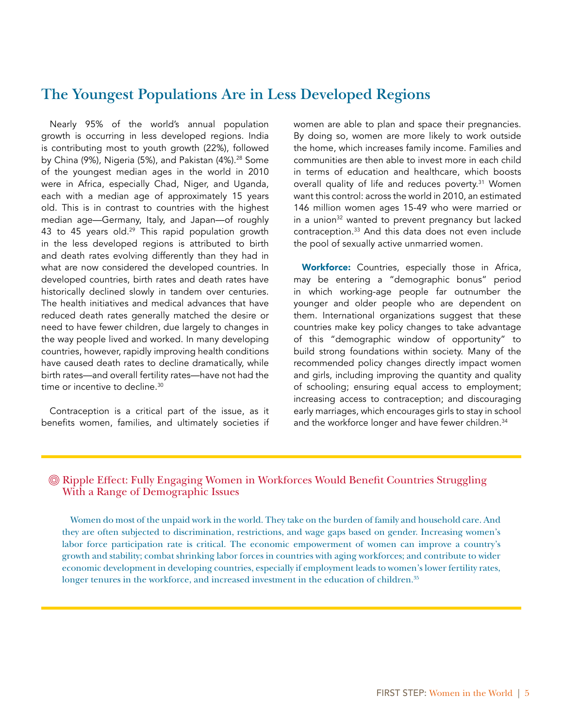## The Youngest Populations Are in Less Developed Regions

Nearly 95% of the world's annual population growth is occurring in less developed regions. India is contributing most to youth growth (22%), followed by China (9%), Nigeria (5%), and Pakistan (4%).[28] Some of the youngest median ages in the world in 2010 were in Africa, especially Chad, Niger, and Uganda, each with a median age of approximately 15 years old. This is in contrast to countries with the highest median age—Germany, Italy, and Japan—of roughly 43 to 45 years old.[29] This rapid population growth in the less developed regions is attributed to birth and death rates evolving differently than they had in what are now considered the developed countries. In developed countries, birth rates and death rates have historically declined slowly in tandem over centuries. The health initiatives and medical advances that have reduced death rates generally matched the desire or need to have fewer children, due largely to changes in the way people lived and worked. In many developing countries, however, rapidly improving health conditions have caused death rates to decline dramatically, while birth rates—and overall fertility rates—have not had the time or incentive to decline.[30]

Contraception is a critical part of the issue, as it benefits women, families, and ultimately societies if women are able to plan and space their pregnancies. By doing so, women are more likely to work outside the home, which increases family income. Families and communities are then able to invest more in each child in terms of education and healthcare, which boosts overall quality of life and reduces poverty.[31] Women want this control: across the world in 2010, an estimated 146 million women ages 15-49 who were married or in a union[32] wanted to prevent pregnancy but lacked contraception.[33] And this data does not even include the pool of sexually active unmarried women.

**Workforce:** Countries, especially those in Africa, may be entering a "demographic bonus" period in which working-age people far outnumber the younger and older people who are dependent on them. International organizations suggest that these countries make key policy changes to take advantage of this "demographic window of opportunity" to build strong foundations within society. Many of the recommended policy changes directly impact women and girls, including improving the quantity and quality of schooling; ensuring equal access to employment; increasing access to contraception; and discouraging early marriages, which encourages girls to stay in school and the workforce longer and have fewer children.[34]

---

### Ripple Effect: Fully Engaging Women in Workforces Would Benefit Countries Struggling With a Range of Demographic Issues

Women do most of the unpaid work in the world. They take on the burden of family and household care. And they are often subjected to discrimination, restrictions, and wage gaps based on gender. Increasing women's labor force participation rate is critical. The economic empowerment of women can improve a country's growth and stability; combat shrinking labor forces in countries with aging workforces; and contribute to wider economic development in developing countries, especially if employment leads to women's lower fertility rates, longer tenures in the workforce, and increased investment in the education of children.[35]

---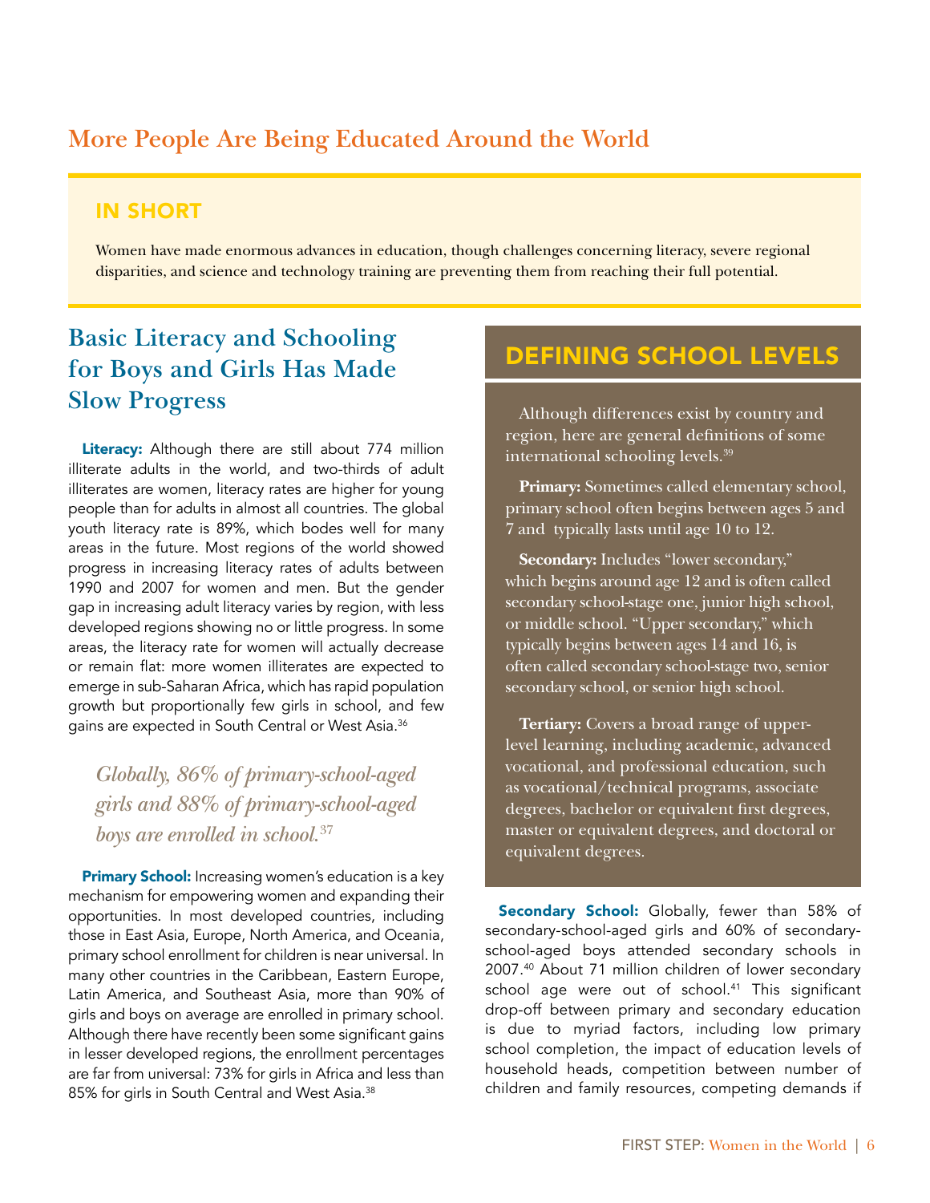## More People Are Being Educated Around the World

### IN SHORT

Women have made enormous advances in education, though challenges concerning literacy, severe regional disparities, and science and technology training are preventing them from reaching their full potential.

## Basic Literacy and Schooling for Boys and Girls Has Made Slow Progress

**Literacy:** Although there are still about 774 million illiterate adults in the world, and two-thirds of adult illiterates are women, literacy rates are higher for young people than for adults in almost all countries. The global youth literacy rate is 89%, which bodes well for many areas in the future. Most regions of the world showed progress in increasing literacy rates of adults between 1990 and 2007 for women and men. But the gender gap in increasing adult literacy varies by region, with less developed regions showing no or little progress. In some areas, the literacy rate for women will actually decrease or remain flat: more women illiterates are expected to emerge in sub-Saharan Africa, which has rapid population growth but proportionally few girls in school, and few gains are expected in South Central or West Asia.[36]

*Globally, 86% of primary-school-aged girls and 88% of primary-school-aged boys are enrolled in school.*[37]

**Primary School:** Increasing women's education is a key mechanism for empowering women and expanding their opportunities. In most developed countries, including those in East Asia, Europe, North America, and Oceania, primary school enrollment for children is near universal. In many other countries in the Caribbean, Eastern Europe, Latin America, and Southeast Asia, more than 90% of girls and boys on average are enrolled in primary school. Although there have recently been some significant gains in lesser developed regions, the enrollment percentages are far from universal: 73% for girls in Africa and less than 85% for girls in South Central and West Asia.[38]

### DEFINING SCHOOL LEVELS

Although differences exist by country and region, here are general definitions of some international schooling levels.[39]

**Primary:** Sometimes called elementary school, primary school often begins between ages 5 and 7 and typically lasts until age 10 to 12.

**Secondary:** Includes "lower secondary," which begins around age 12 and is often called secondary school-stage one, junior high school, or middle school. "Upper secondary," which typically begins between ages 14 and 16, is often called secondary school-stage two, senior secondary school, or senior high school.

**Tertiary:** Covers a broad range of upper-level learning, including academic, advanced vocational, and professional education, such as vocational/technical programs, associate degrees, bachelor or equivalent first degrees, master or equivalent degrees, and doctoral or equivalent degrees.

**Secondary School:** Globally, fewer than 58% of secondary-school-aged girls and 60% of secondary-school-aged boys attended secondary schools in 2007.[40] About 71 million children of lower secondary school age were out of school.[41] This significant drop-off between primary and secondary education is due to myriad factors, including low primary school completion, the impact of education levels of household heads, competition between number of children and family resources, competing demands if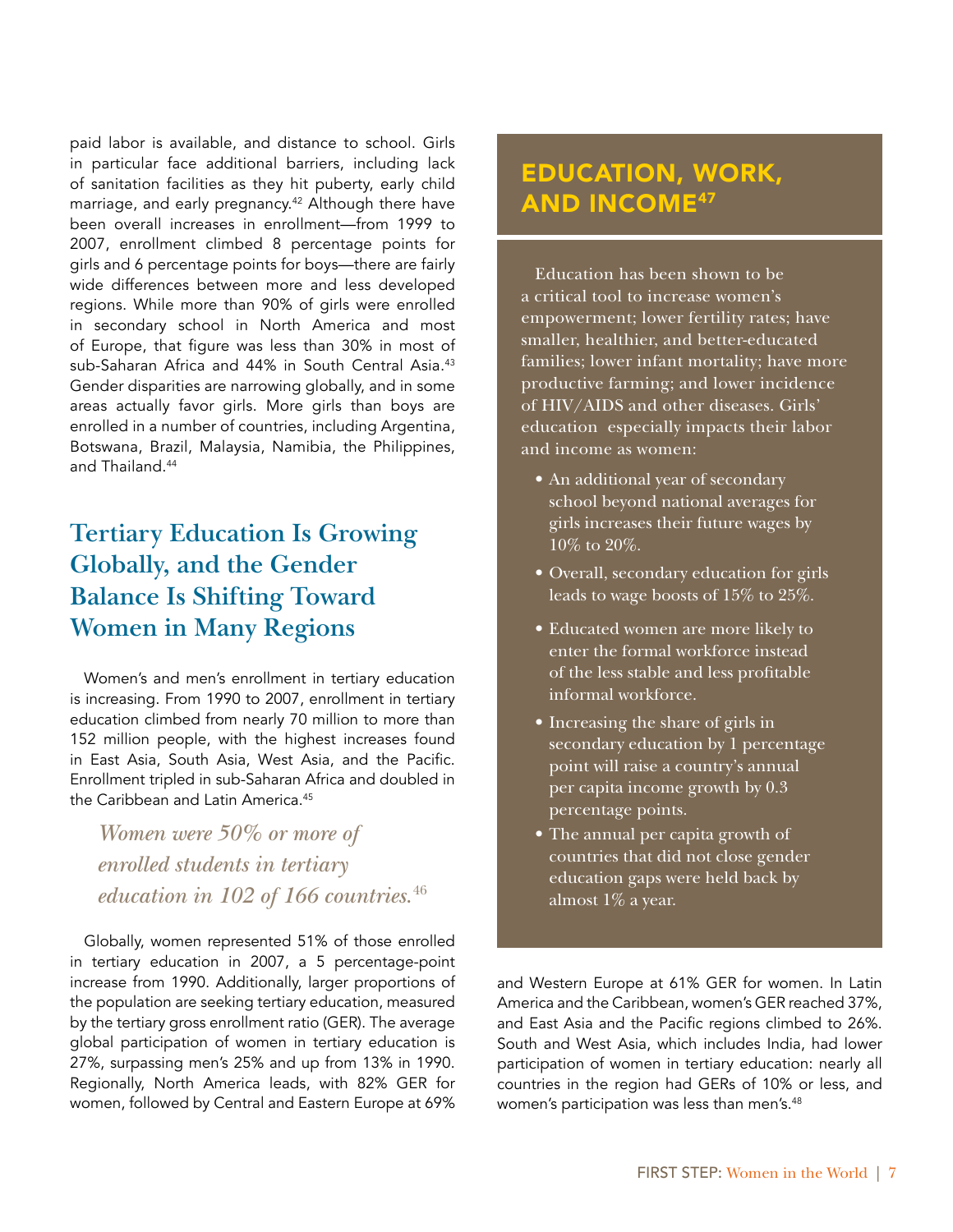paid labor is available, and distance to school. Girls in particular face additional barriers, including lack of sanitation facilities as they hit puberty, early child marriage, and early pregnancy.[42] Although there have been overall increases in enrollment—from 1999 to 2007, enrollment climbed 8 percentage points for girls and 6 percentage points for boys—there are fairly wide differences between more and less developed regions. While more than 90% of girls were enrolled in secondary school in North America and most of Europe, that figure was less than 30% in most of sub-Saharan Africa and 44% in South Central Asia.[43] Gender disparities are narrowing globally, and in some areas actually favor girls. More girls than boys are enrolled in a number of countries, including Argentina, Botswana, Brazil, Malaysia, Namibia, the Philippines, and Thailand.[44]

## Tertiary Education Is Growing Globally, and the Gender Balance Is Shifting Toward Women in Many Regions

Women's and men's enrollment in tertiary education is increasing. From 1990 to 2007, enrollment in tertiary education climbed from nearly 70 million to more than 152 million people, with the highest increases found in East Asia, South Asia, West Asia, and the Pacific. Enrollment tripled in sub-Saharan Africa and doubled in the Caribbean and Latin America.[45]

*Women were 50% or more of enrolled students in tertiary education in 102 of 166 countries.*[46]

Globally, women represented 51% of those enrolled in tertiary education in 2007, a 5 percentage-point increase from 1990. Additionally, larger proportions of the population are seeking tertiary education, measured by the tertiary gross enrollment ratio (GER). The average global participation of women in tertiary education is 27%, surpassing men's 25% and up from 13% in 1990. Regionally, North America leads, with 82% GER for women, followed by Central and Eastern Europe at 69% and Western Europe at 61% GER for women. In Latin America and the Caribbean, women's GER reached 37%, and East Asia and the Pacific regions climbed to 26%. South and West Asia, which includes India, had lower participation of women in tertiary education: nearly all countries in the region had GERs of 10% or less, and women's participation was less than men's.[48]

## EDUCATION, WORK, AND INCOME[47]

Education has been shown to be a critical tool to increase women's empowerment; lower fertility rates; have smaller, healthier, and better-educated families; lower infant mortality; have more productive farming; and lower incidence of HIV/AIDS and other diseases. Girls' education especially impacts their labor and income as women:

- An additional year of secondary school beyond national averages for girls increases their future wages by 10% to 20%.
- Overall, secondary education for girls leads to wage boosts of 15% to 25%.
- Educated women are more likely to enter the formal workforce instead of the less stable and less profitable informal workforce.
- Increasing the share of girls in secondary education by 1 percentage point will raise a country's annual per capita income growth by 0.3 percentage points.
- The annual per capita growth of countries that did not close gender education gaps were held back by almost 1% a year.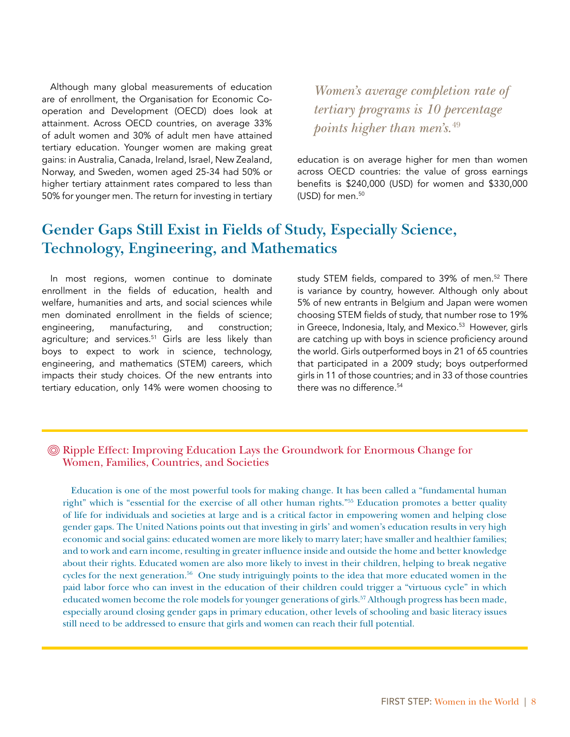Although many global measurements of education are of enrollment, the Organisation for Economic Co-operation and Development (OECD) does look at attainment. Across OECD countries, on average 33% of adult women and 30% of adult men have attained tertiary education. Younger women are making great gains: in Australia, Canada, Ireland, Israel, New Zealand, Norway, and Sweden, women aged 25-34 had 50% or higher tertiary attainment rates compared to less than 50% for younger men. The return for investing in tertiary education is on average higher for men than women across OECD countries: the value of gross earnings benefits is $240,000 (USD) for women and $330,000 (USD) for men.[50]

> *Women's average completion rate of tertiary programs is 10 percentage points higher than men's.*[49]

## Gender Gaps Still Exist in Fields of Study, Especially Science, Technology, Engineering, and Mathematics

In most regions, women continue to dominate enrollment in the fields of education, health and welfare, humanities and arts, and social sciences while men dominated enrollment in the fields of science; engineering, manufacturing, and construction; agriculture; and services.[51] Girls are less likely than boys to expect to work in science, technology, engineering, and mathematics (STEM) careers, which impacts their study choices. Of the new entrants into tertiary education, only 14% were women choosing to study STEM fields, compared to 39% of men.[52] There is variance by country, however. Although only about 5% of new entrants in Belgium and Japan were women choosing STEM fields of study, that number rose to 19% in Greece, Indonesia, Italy, and Mexico.[53] However, girls are catching up with boys in science proficiency around the world. Girls outperformed boys in 21 of 65 countries that participated in a 2009 study; boys outperformed girls in 11 of those countries; and in 33 of those countries there was no difference.[54]

### Ripple Effect: Improving Education Lays the Groundwork for Enormous Change for Women, Families, Countries, and Societies

Education is one of the most powerful tools for making change. It has been called a "fundamental human right" which is "essential for the exercise of all other human rights."[55] Education promotes a better quality of life for individuals and societies at large and is a critical factor in empowering women and helping close gender gaps. The United Nations points out that investing in girls' and women's education results in very high economic and social gains: educated women are more likely to marry later; have smaller and healthier families; and to work and earn income, resulting in greater influence inside and outside the home and better knowledge about their rights. Educated women are also more likely to invest in their children, helping to break negative cycles for the next generation.[56] One study intriguingly points to the idea that more educated women in the paid labor force who can invest in the education of their children could trigger a "virtuous cycle" in which educated women become the role models for younger generations of girls.[57] Although progress has been made, especially around closing gender gaps in primary education, other levels of schooling and basic literacy issues still need to be addressed to ensure that girls and women can reach their full potential.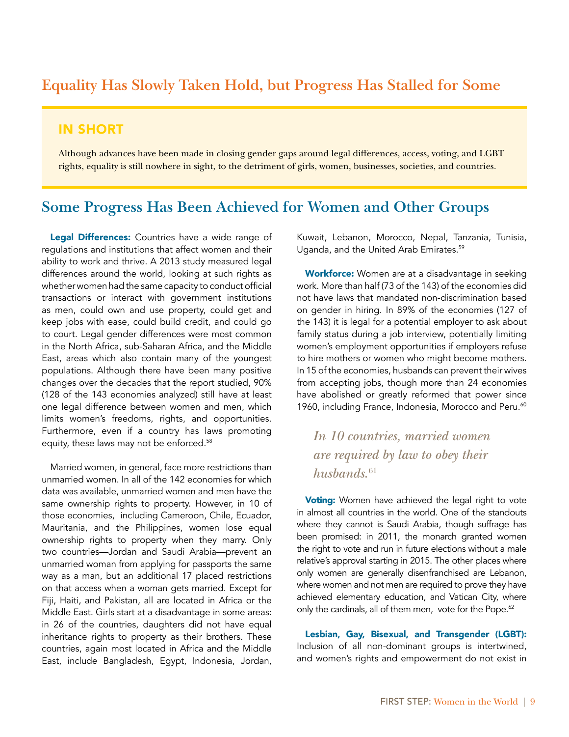## Equality Has Slowly Taken Hold, but Progress Has Stalled for Some

### IN SHORT

Although advances have been made in closing gender gaps around legal differences, access, voting, and LGBT rights, equality is still nowhere in sight, to the detriment of girls, women, businesses, societies, and countries.

## Some Progress Has Been Achieved for Women and Other Groups

**Legal Differences:** Countries have a wide range of regulations and institutions that affect women and their ability to work and thrive. A 2013 study measured legal differences around the world, looking at such rights as whether women had the same capacity to conduct official transactions or interact with government institutions as men, could own and use property, could get and keep jobs with ease, could build credit, and could go to court. Legal gender differences were most common in the North Africa, sub-Saharan Africa, and the Middle East, areas which also contain many of the youngest populations. Although there have been many positive changes over the decades that the report studied, 90% (128 of the 143 economies analyzed) still have at least one legal difference between women and men, which limits women's freedoms, rights, and opportunities. Furthermore, even if a country has laws promoting equity, these laws may not be enforced.[58]

Married women, in general, face more restrictions than unmarried women. In all of the 142 economies for which data was available, unmarried women and men have the same ownership rights to property. However, in 10 of those economies, including Cameroon, Chile, Ecuador, Mauritania, and the Philippines, women lose equal ownership rights to property when they marry. Only two countries—Jordan and Saudi Arabia—prevent an unmarried woman from applying for passports the same way as a man, but an additional 17 placed restrictions on that access when a woman gets married. Except for Fiji, Haiti, and Pakistan, all are located in Africa or the Middle East. Girls start at a disadvantage in some areas: in 26 of the countries, daughters did not have equal inheritance rights to property as their brothers. These countries, again most located in Africa and the Middle East, include Bangladesh, Egypt, Indonesia, Jordan, Kuwait, Lebanon, Morocco, Nepal, Tanzania, Tunisia, Uganda, and the United Arab Emirates.[59]

**Workforce:** Women are at a disadvantage in seeking work. More than half (73 of the 143) of the economies did not have laws that mandated non-discrimination based on gender in hiring. In 89% of the economies (127 of the 143) it is legal for a potential employer to ask about family status during a job interview, potentially limiting women's employment opportunities if employers refuse to hire mothers or women who might become mothers. In 15 of the economies, husbands can prevent their wives from accepting jobs, though more than 24 economies have abolished or greatly reformed that power since 1960, including France, Indonesia, Morocco and Peru.[60]

> *In 10 countries, married women are required by law to obey their husbands.*[61]

**Voting:** Women have achieved the legal right to vote in almost all countries in the world. One of the standouts where they cannot is Saudi Arabia, though suffrage has been promised: in 2011, the monarch granted women the right to vote and run in future elections without a male relative's approval starting in 2015. The other places where only women are generally disenfranchised are Lebanon, where women and not men are required to prove they have achieved elementary education, and Vatican City, where only the cardinals, all of them men, vote for the Pope.[62]

**Lesbian, Gay, Bisexual, and Transgender (LGBT):** Inclusion of all non-dominant groups is intertwined, and women's rights and empowerment do not exist in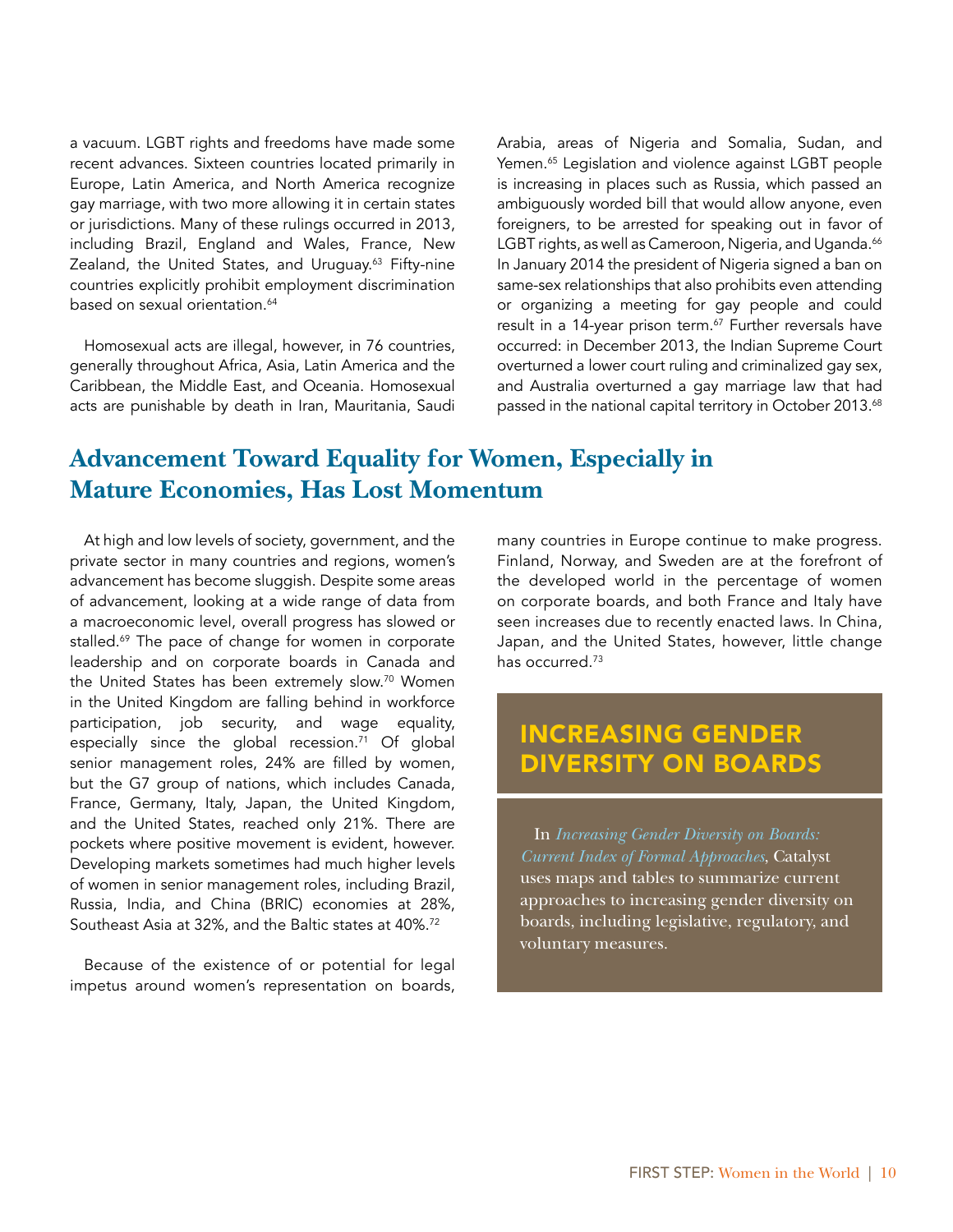a vacuum. LGBT rights and freedoms have made some recent advances. Sixteen countries located primarily in Europe, Latin America, and North America recognize gay marriage, with two more allowing it in certain states or jurisdictions. Many of these rulings occurred in 2013, including Brazil, England and Wales, France, New Zealand, the United States, and Uruguay.[63] Fifty-nine countries explicitly prohibit employment discrimination based on sexual orientation.[64]

Homosexual acts are illegal, however, in 76 countries, generally throughout Africa, Asia, Latin America and the Caribbean, the Middle East, and Oceania. Homosexual acts are punishable by death in Iran, Mauritania, Saudi Arabia, areas of Nigeria and Somalia, Sudan, and Yemen.[65] Legislation and violence against LGBT people is increasing in places such as Russia, which passed an ambiguously worded bill that would allow anyone, even foreigners, to be arrested for speaking out in favor of LGBT rights, as well as Cameroon, Nigeria, and Uganda.[66] In January 2014 the president of Nigeria signed a ban on same-sex relationships that also prohibits even attending or organizing a meeting for gay people and could result in a 14-year prison term.[67] Further reversals have occurred: in December 2013, the Indian Supreme Court overturned a lower court ruling and criminalized gay sex, and Australia overturned a gay marriage law that had passed in the national capital territory in October 2013.[68]

## Advancement Toward Equality for Women, Especially in Mature Economies, Has Lost Momentum

At high and low levels of society, government, and the private sector in many countries and regions, women's advancement has become sluggish. Despite some areas of advancement, looking at a wide range of data from a macroeconomic level, overall progress has slowed or stalled.[69] The pace of change for women in corporate leadership and on corporate boards in Canada and the United States has been extremely slow.[70] Women in the United Kingdom are falling behind in workforce participation, job security, and wage equality, especially since the global recession.[71] Of global senior management roles, 24% are filled by women, but the G7 group of nations, which includes Canada, France, Germany, Italy, Japan, the United Kingdom, and the United States, reached only 21%. There are pockets where positive movement is evident, however. Developing markets sometimes had much higher levels of women in senior management roles, including Brazil, Russia, India, and China (BRIC) economies at 28%, Southeast Asia at 32%, and the Baltic states at 40%.[72]

Because of the existence of or potential for legal impetus around women's representation on boards, many countries in Europe continue to make progress. Finland, Norway, and Sweden are at the forefront of the developed world in the percentage of women on corporate boards, and both France and Italy have seen increases due to recently enacted laws. In China, Japan, and the United States, however, little change has occurred.[73]

### INCREASING GENDER DIVERSITY ON BOARDS

In *Increasing Gender Diversity on Boards: Current Index of Formal Approaches*, Catalyst uses maps and tables to summarize current approaches to increasing gender diversity on boards, including legislative, regulatory, and voluntary measures.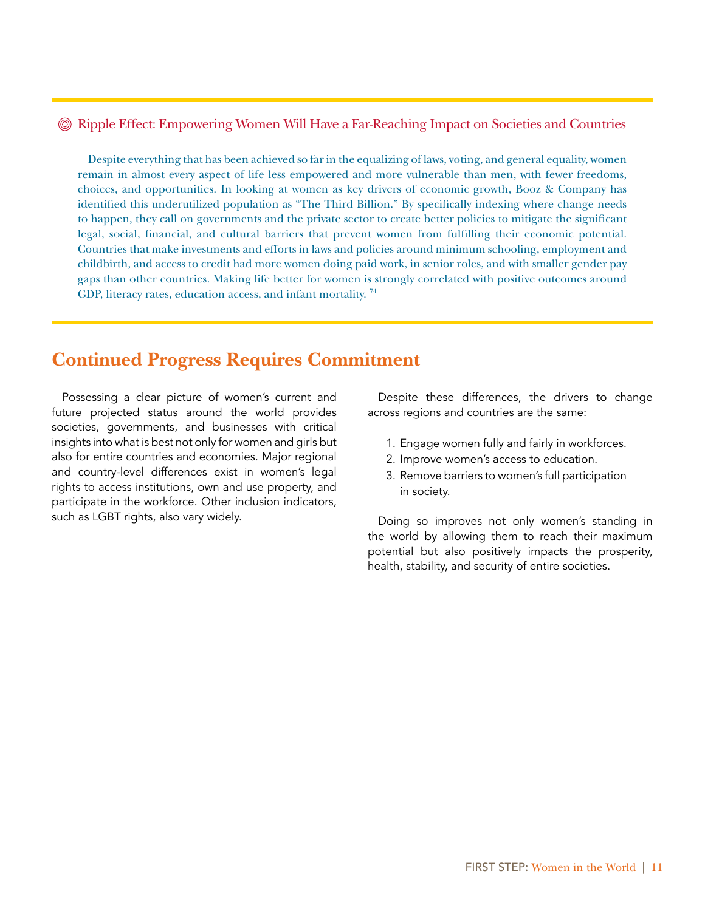### Ripple Effect: Empowering Women Will Have a Far-Reaching Impact on Societies and Countries

Despite everything that has been achieved so far in the equalizing of laws, voting, and general equality, women remain in almost every aspect of life less empowered and more vulnerable than men, with fewer freedoms, choices, and opportunities. In looking at women as key drivers of economic growth, Booz & Company has identified this underutilized population as "The Third Billion." By specifically indexing where change needs to happen, they call on governments and the private sector to create better policies to mitigate the significant legal, social, financial, and cultural barriers that prevent women from fulfilling their economic potential. Countries that make investments and efforts in laws and policies around minimum schooling, employment and childbirth, and access to credit had more women doing paid work, in senior roles, and with smaller gender pay gaps than other countries. Making life better for women is strongly correlated with positive outcomes around GDP, literacy rates, education access, and infant mortality. [74]

## Continued Progress Requires Commitment

Possessing a clear picture of women's current and future projected status around the world provides societies, governments, and businesses with critical insights into what is best not only for women and girls but also for entire countries and economies. Major regional and country-level differences exist in women's legal rights to access institutions, own and use property, and participate in the workforce. Other inclusion indicators, such as LGBT rights, also vary widely.

Despite these differences, the drivers to change across regions and countries are the same:

1. Engage women fully and fairly in workforces.
2. Improve women's access to education.
3. Remove barriers to women's full participation in society.

Doing so improves not only women's standing in the world by allowing them to reach their maximum potential but also positively impacts the prosperity, health, stability, and security of entire societies.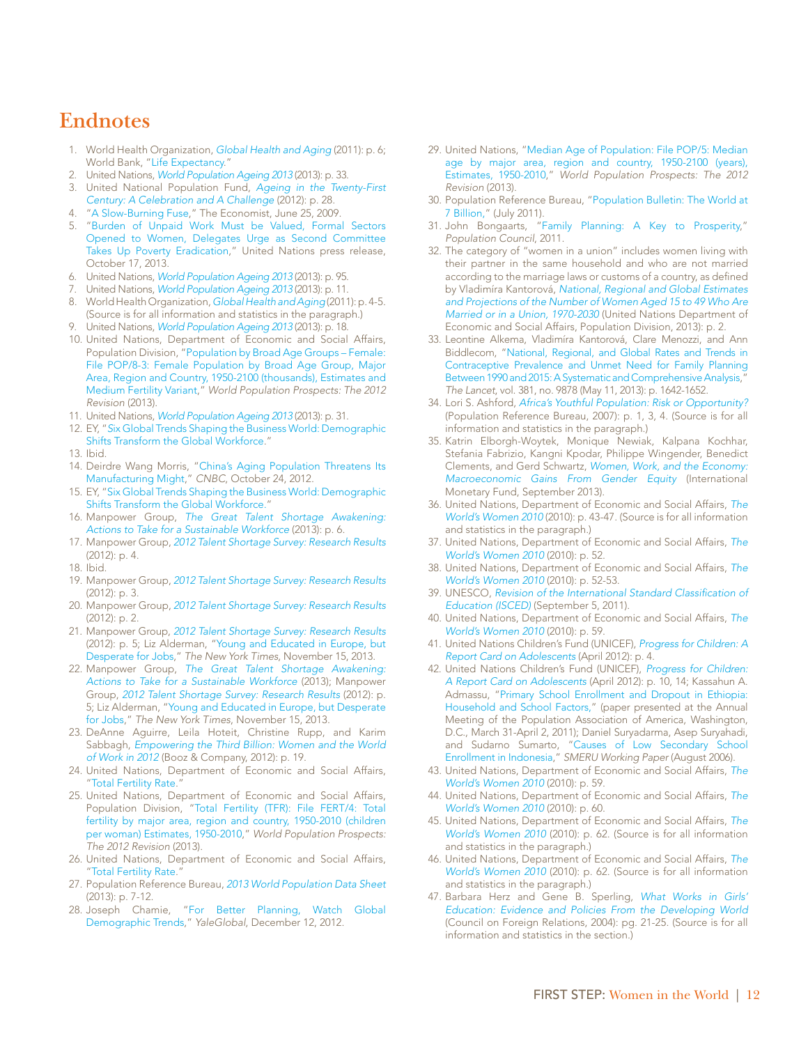# Endnotes

1. World Health Organization, *Global Health and Aging* (2011): p. 6; World Bank, "Life Expectancy."
2. United Nations, *World Population Ageing 2013* (2013): p. 33.
3. United National Population Fund, *Ageing in the Twenty-First Century: A Celebration and A Challenge* (2012): p. 28.
4. "A Slow-Burning Fuse," The Economist, June 25, 2009.
5. "Burden of Unpaid Work Must be Valued, Formal Sectors Opened to Women, Delegates Urge as Second Committee Takes Up Poverty Eradication," United Nations press release, October 17, 2013.
6. United Nations, *World Population Ageing 2013* (2013): p. 95.
7. United Nations, *World Population Ageing 2013* (2013): p. 11.
8. World Health Organization, *Global Health and Aging* (2011): p. 4-5. (Source is for all information and statistics in the paragraph.)
9. United Nations, *World Population Ageing 2013* (2013): p. 18.
10. United Nations, Department of Economic and Social Affairs, Population Division, "Population by Broad Age Groups – Female: File POP/8-3: Female Population by Broad Age Group, Major Area, Region and Country, 1950-2100 (thousands), Estimates and Medium Fertility Variant," *World Population Prospects: The 2012 Revision* (2013).
11. United Nations, *World Population Ageing 2013* (2013): p. 31.
12. EY, "Six Global Trends Shaping the Business World: Demographic Shifts Transform the Global Workforce."
13. Ibid.
14. Deirdre Wang Morris, "China's Aging Population Threatens Its Manufacturing Might," *CNBC*, October 24, 2012.
15. EY, "Six Global Trends Shaping the Business World: Demographic Shifts Transform the Global Workforce."
16. Manpower Group, *The Great Talent Shortage Awakening: Actions to Take for a Sustainable Workforce* (2013): p. 6.
17. Manpower Group, *2012 Talent Shortage Survey: Research Results* (2012): p. 4.
18. Ibid.
19. Manpower Group, *2012 Talent Shortage Survey: Research Results* (2012): p. 3.
20. Manpower Group, *2012 Talent Shortage Survey: Research Results* (2012): p. 2.
21. Manpower Group, *2012 Talent Shortage Survey: Research Results* (2012): p. 5; Liz Alderman, "Young and Educated in Europe, but Desperate for Jobs," *The New York Times*, November 15, 2013.
22. Manpower Group, *The Great Talent Shortage Awakening: Actions to Take for a Sustainable Workforce* (2013); Manpower Group, *2012 Talent Shortage Survey: Research Results* (2012): p. 5; Liz Alderman, "Young and Educated in Europe, but Desperate for Jobs," *The New York Times*, November 15, 2013.
23. DeAnne Aguirre, Leila Hoteit, Christine Rupp, and Karim Sabbagh, *Empowering the Third Billion: Women and the World of Work in 2012* (Booz & Company, 2012): p. 19.
24. United Nations, Department of Economic and Social Affairs, "Total Fertility Rate."
25. United Nations, Department of Economic and Social Affairs, Population Division, "Total Fertility (TFR): File FERT/4: Total fertility by major area, region and country, 1950-2010 (children per woman) Estimates, 1950-2010," *World Population Prospects: The 2012 Revision* (2013).
26. United Nations, Department of Economic and Social Affairs, "Total Fertility Rate."
27. Population Reference Bureau, *2013 World Population Data Sheet* (2013): p. 7-12.
28. Joseph Chamie, "For Better Planning, Watch Global Demographic Trends," *YaleGlobal*, December 12, 2012.
29. United Nations, "Median Age of Population: File POP/5: Median age by major area, region and country, 1950-2100 (years), Estimates, 1950-2010," *World Population Prospects: The 2012 Revision* (2013).
30. Population Reference Bureau, "Population Bulletin: The World at 7 Billion," (July 2011).
31. John Bongaarts, "Family Planning: A Key to Prosperity," *Population Council*, 2011.
32. The category of "women in a union" includes women living with their partner in the same household and who are not married according to the marriage laws or customs of a country, as defined by Vladimíra Kantorová, *National, Regional and Global Estimates and Projections of the Number of Women Aged 15 to 49 Who Are Married or in a Union, 1970-2030* (United Nations Department of Economic and Social Affairs, Population Division, 2013): p. 2.
33. Leontine Alkema, Vladimíra Kantorová, Clare Menozzi, and Ann Biddlecom, "National, Regional, and Global Rates and Trends in Contraceptive Prevalence and Unmet Need for Family Planning Between 1990 and 2015: A Systematic and Comprehensive Analysis," *The Lancet*, vol. 381, no. 9878 (May 11, 2013): p. 1642-1652.
34. Lori S. Ashford, *Africa's Youthful Population: Risk or Opportunity?* (Population Reference Bureau, 2007): p. 1, 3, 4. (Source is for all information and statistics in the paragraph.)
35. Katrin Elborgh-Woytek, Monique Newiak, Kalpana Kochhar, Stefania Fabrizio, Kangni Kpodar, Philippe Wingender, Benedict Clements, and Gerd Schwartz, *Women, Work, and the Economy: Macroeconomic Gains From Gender Equity* (International Monetary Fund, September 2013).
36. United Nations, Department of Economic and Social Affairs, *The World's Women 2010* (2010): p. 43-47. (Source is for all information and statistics in the paragraph.)
37. United Nations, Department of Economic and Social Affairs, *The World's Women 2010* (2010): p. 52.
38. United Nations, Department of Economic and Social Affairs, *The World's Women 2010* (2010): p. 52-53.
39. UNESCO, *Revision of the International Standard Classification of Education (ISCED)* (September 5, 2011).
40. United Nations, Department of Economic and Social Affairs, *The World's Women 2010* (2010): p. 59.
41. United Nations Children's Fund (UNICEF), *Progress for Children: A Report Card on Adolescents* (April 2012): p. 4.
42. United Nations Children's Fund (UNICEF), *Progress for Children: A Report Card on Adolescents* (April 2012): p. 10, 14; Kassahun A. Admassu, "Primary School Enrollment and Dropout in Ethiopia: Household and School Factors," (paper presented at the Annual Meeting of the Population Association of America, Washington, D.C., March 31-April 2, 2011); Daniel Suryadarma, Asep Suryahadi, and Sudarno Sumarto, "Causes of Low Secondary School Enrollment in Indonesia," *SMERU Working Paper* (August 2006).
43. United Nations, Department of Economic and Social Affairs, *The World's Women 2010* (2010): p. 59.
44. United Nations, Department of Economic and Social Affairs, *The World's Women 2010* (2010): p. 60.
45. United Nations, Department of Economic and Social Affairs, *The World's Women 2010* (2010): p. 62. (Source is for all information and statistics in the paragraph.)
46. United Nations, Department of Economic and Social Affairs, *The World's Women 2010* (2010): p. 62. (Source is for all information and statistics in the paragraph.)
47. Barbara Herz and Gene B. Sperling, *What Works in Girls' Education: Evidence and Policies From the Developing World* (Council on Foreign Relations, 2004): pg. 21-25. (Source is for all information and statistics in the section.)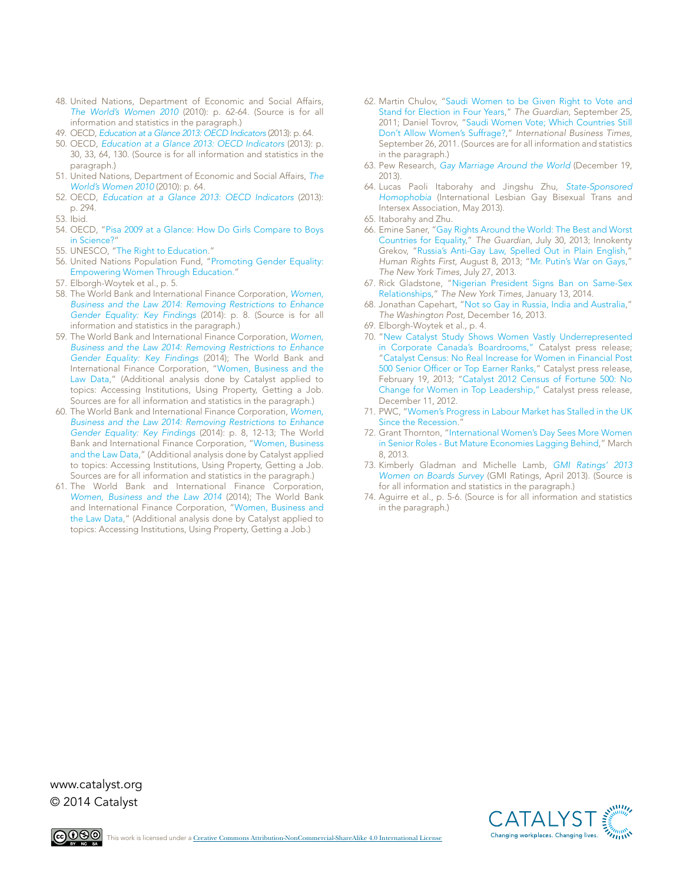48. United Nations, Department of Economic and Social Affairs, *The World's Women 2010* (2010): p. 62-64. (Source is for all information and statistics in the paragraph.)
49. OECD, *Education at a Glance 2013: OECD Indicators* (2013): p. 64.
50. OECD, *Education at a Glance 2013: OECD Indicators* (2013): p. 30, 33, 64, 130. (Source is for all information and statistics in the paragraph.)
51. United Nations, Department of Economic and Social Affairs, *The World's Women 2010* (2010): p. 64.
52. OECD, *Education at a Glance 2013: OECD Indicators* (2013): p. 294.
53. Ibid.
54. OECD, "Pisa 2009 at a Glance: How Do Girls Compare to Boys in Science?"
55. UNESCO, "The Right to Education."
56. United Nations Population Fund, "Promoting Gender Equality: Empowering Women Through Education."
57. Elborgh-Woytek et al., p. 5.
58. The World Bank and International Finance Corporation, *Women, Business and the Law 2014: Removing Restrictions to Enhance Gender Equality: Key Findings* (2014): p. 8. (Source is for all information and statistics in the paragraph.)
59. The World Bank and International Finance Corporation, *Women, Business and the Law 2014: Removing Restrictions to Enhance Gender Equality: Key Findings* (2014); The World Bank and International Finance Corporation, "Women, Business and the Law Data," (Additional analysis done by Catalyst applied to topics: Accessing Institutions, Using Property, Getting a Job. Sources are for all information and statistics in the paragraph.)
60. The World Bank and International Finance Corporation, *Women, Business and the Law 2014: Removing Restrictions to Enhance Gender Equality: Key Findings* (2014): p. 8, 12-13; The World Bank and International Finance Corporation, "Women, Business and the Law Data," (Additional analysis done by Catalyst applied to topics: Accessing Institutions, Using Property, Getting a Job. Sources are for all information and statistics in the paragraph.)
61. The World Bank and International Finance Corporation, *Women, Business and the Law 2014* (2014); The World Bank and International Finance Corporation, "Women, Business and the Law Data," (Additional analysis done by Catalyst applied to topics: Accessing Institutions, Using Property, Getting a Job.)
62. Martin Chulov, "Saudi Women to be Given Right to Vote and Stand for Election in Four Years," *The Guardian*, September 25, 2011; Daniel Tovrov, "Saudi Women Vote; Which Countries Still Don't Allow Women's Suffrage?," *International Business Times*, September 26, 2011. (Sources are for all information and statistics in the paragraph.)
63. Pew Research, *Gay Marriage Around the World* (December 19, 2013).
64. Lucas Paoli Itaborahy and Jingshu Zhu, *State-Sponsored Homophobia* (International Lesbian Gay Bisexual Trans and Intersex Association, May 2013).
65. Itaborahy and Zhu.
66. Emine Saner, "Gay Rights Around the World: The Best and Worst Countries for Equality," *The Guardian*, July 30, 2013; Innokenty Grekov, "Russia's Anti-Gay Law, Spelled Out in Plain English," *Human Rights First*, August 8, 2013; "Mr. Putin's War on Gays," *The New York Times*, July 27, 2013.
67. Rick Gladstone, "Nigerian President Signs Ban on Same-Sex Relationships," *The New York Times*, January 13, 2014.
68. Jonathan Capehart, "Not so Gay in Russia, India and Australia," *The Washington Post*, December 16, 2013.
69. Elborgh-Woytek et al., p. 4.
70. "New Catalyst Study Shows Women Vastly Underrepresented in Corporate Canada's Boardrooms," Catalyst press release; "Catalyst Census: No Real Increase for Women in Financial Post 500 Senior Officer or Top Earner Ranks," Catalyst press release, February 19, 2013; "Catalyst 2012 Census of Fortune 500: No Change for Women in Top Leadership," Catalyst press release, December 11, 2012.
71. PWC, "Women's Progress in Labour Market has Stalled in the UK Since the Recession."
72. Grant Thornton, "International Women's Day Sees More Women in Senior Roles - But Mature Economies Lagging Behind," March 8, 2013.
73. Kimberly Gladman and Michelle Lamb, *GMI Ratings' 2013 Women on Boards Survey* (GMI Ratings, April 2013). (Source is for all information and statistics in the paragraph.)
74. Aguirre et al., p. 5-6. (Source is for all information and statistics in the paragraph.)

www.catalyst.org
© 2014 Catalyst

This work is licensed under a Creative Commons Attribution-NonCommercial-ShareAlike 4.0 International License

CATALYST
Changing workplaces. Changing lives.